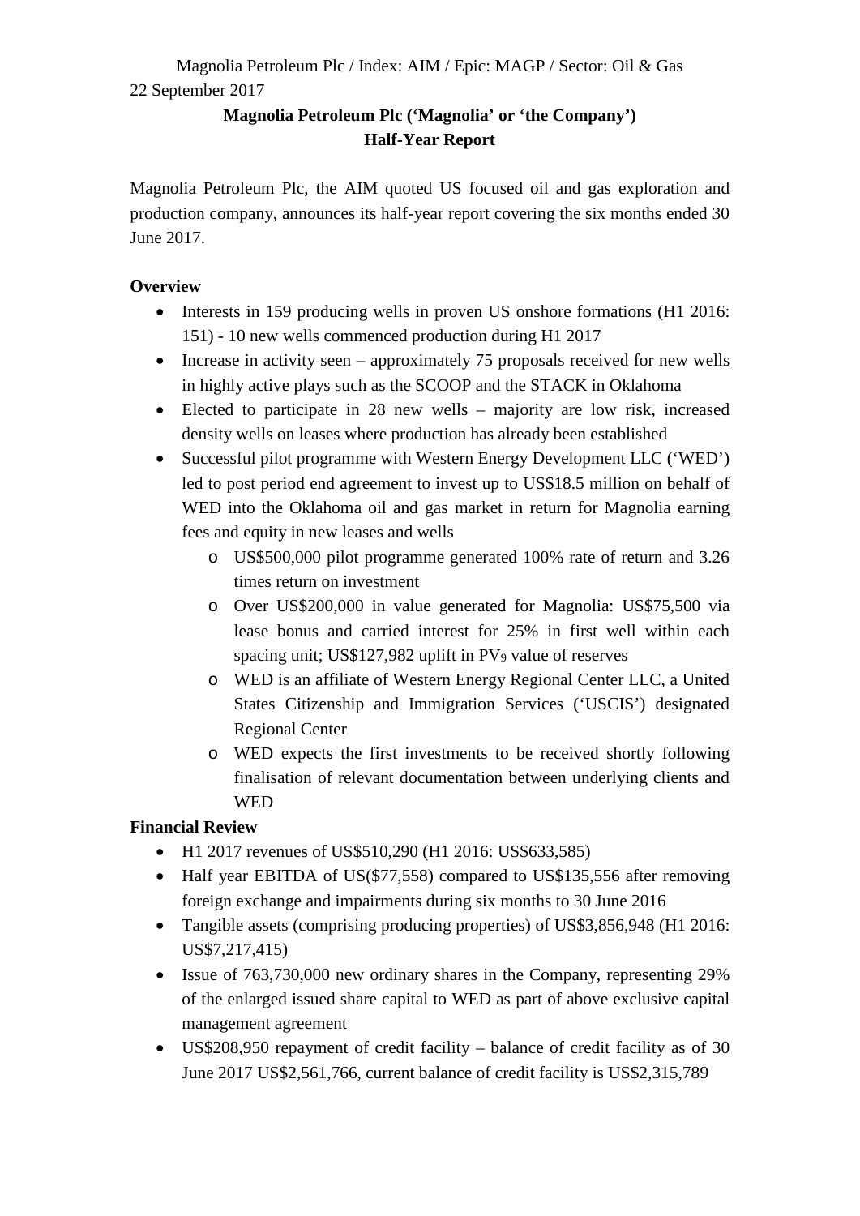Magnolia Petroleum Plc / Index: AIM / Epic: MAGP / Sector: Oil & Gas

22 September 2017

**Magnolia Petroleum Plc ('Magnolia' or 'the Company')**
**Half-Year Report**

Magnolia Petroleum Plc, the AIM quoted US focused oil and gas exploration and production company, announces its half-year report covering the six months ended 30 June 2017.

**Overview**

- Interests in 159 producing wells in proven US onshore formations (H1 2016: 151) - 10 new wells commenced production during H1 2017
- Increase in activity seen – approximately 75 proposals received for new wells in highly active plays such as the SCOOP and the STACK in Oklahoma
- Elected to participate in 28 new wells – majority are low risk, increased density wells on leases where production has already been established
- Successful pilot programme with Western Energy Development LLC ('WED') led to post period end agreement to invest up to US$18.5 million on behalf of WED into the Oklahoma oil and gas market in return for Magnolia earning fees and equity in new leases and wells
    - US$500,000 pilot programme generated 100% rate of return and 3.26 times return on investment
    - Over US$200,000 in value generated for Magnolia: US$75,500 via lease bonus and carried interest for 25% in first well within each spacing unit; US$127,982 uplift in $PV_9$ value of reserves
    - WED is an affiliate of Western Energy Regional Center LLC, a United States Citizenship and Immigration Services ('USCIS') designated Regional Center
    - WED expects the first investments to be received shortly following finalisation of relevant documentation between underlying clients and WED

**Financial Review**

- H1 2017 revenues of US$510,290 (H1 2016: US$633,585)
- Half year EBITDA of US($77,558) compared to US$135,556 after removing foreign exchange and impairments during six months to 30 June 2016
- Tangible assets (comprising producing properties) of US$3,856,948 (H1 2016: US$7,217,415)
- Issue of 763,730,000 new ordinary shares in the Company, representing 29% of the enlarged issued share capital to WED as part of above exclusive capital management agreement
- US$208,950 repayment of credit facility – balance of credit facility as of 30 June 2017 US$2,561,766, current balance of credit facility is US$2,315,789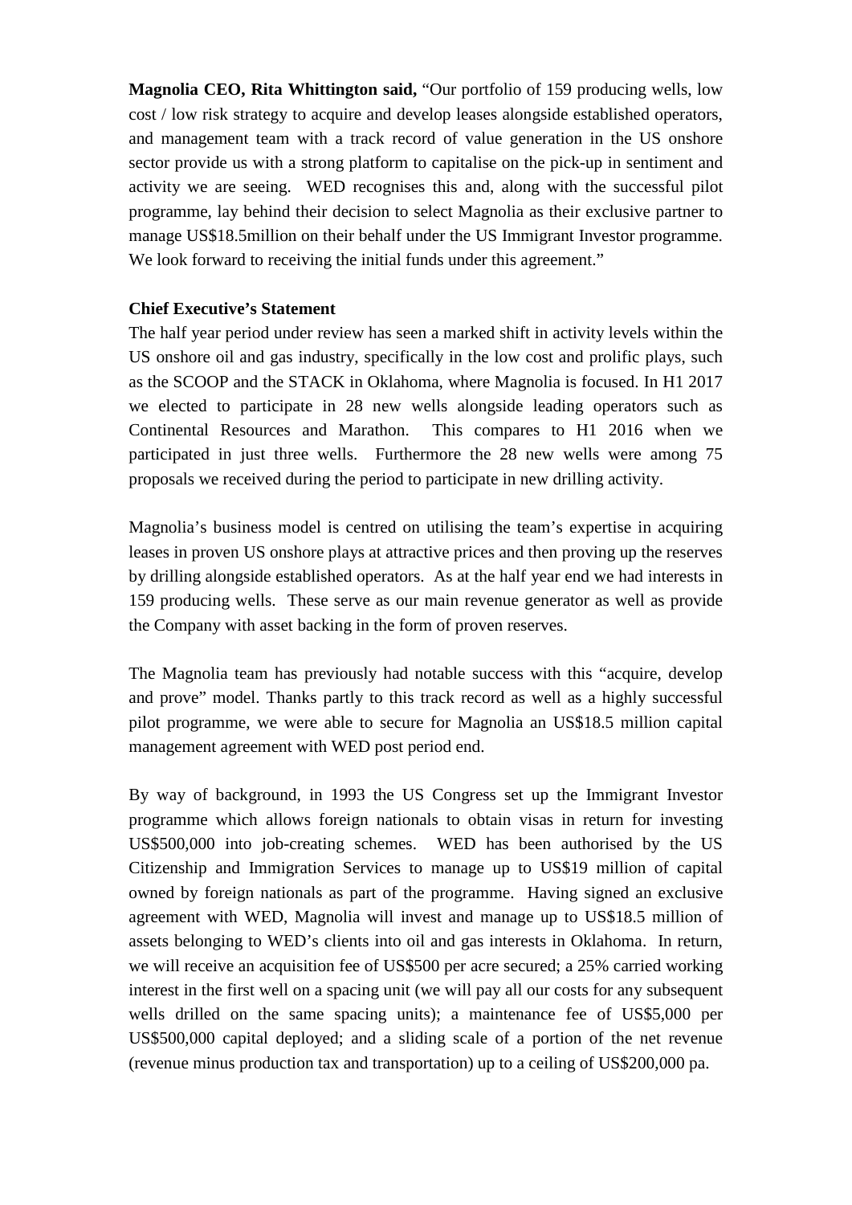**Magnolia CEO, Rita Whittington said,** "Our portfolio of 159 producing wells, low cost / low risk strategy to acquire and develop leases alongside established operators, and management team with a track record of value generation in the US onshore sector provide us with a strong platform to capitalise on the pick-up in sentiment and activity we are seeing. WED recognises this and, along with the successful pilot programme, lay behind their decision to select Magnolia as their exclusive partner to manage US$18.5million on their behalf under the US Immigrant Investor programme. We look forward to receiving the initial funds under this agreement."

**Chief Executive's Statement**

The half year period under review has seen a marked shift in activity levels within the US onshore oil and gas industry, specifically in the low cost and prolific plays, such as the SCOOP and the STACK in Oklahoma, where Magnolia is focused. In H1 2017 we elected to participate in 28 new wells alongside leading operators such as Continental Resources and Marathon. This compares to H1 2016 when we participated in just three wells. Furthermore the 28 new wells were among 75 proposals we received during the period to participate in new drilling activity.

Magnolia's business model is centred on utilising the team's expertise in acquiring leases in proven US onshore plays at attractive prices and then proving up the reserves by drilling alongside established operators. As at the half year end we had interests in 159 producing wells. These serve as our main revenue generator as well as provide the Company with asset backing in the form of proven reserves.

The Magnolia team has previously had notable success with this "acquire, develop and prove" model. Thanks partly to this track record as well as a highly successful pilot programme, we were able to secure for Magnolia an US$18.5 million capital management agreement with WED post period end.

By way of background, in 1993 the US Congress set up the Immigrant Investor programme which allows foreign nationals to obtain visas in return for investing US$500,000 into job-creating schemes. WED has been authorised by the US Citizenship and Immigration Services to manage up to US$19 million of capital owned by foreign nationals as part of the programme. Having signed an exclusive agreement with WED, Magnolia will invest and manage up to US$18.5 million of assets belonging to WED's clients into oil and gas interests in Oklahoma. In return, we will receive an acquisition fee of US$500 per acre secured; a 25% carried working interest in the first well on a spacing unit (we will pay all our costs for any subsequent wells drilled on the same spacing units); a maintenance fee of US$5,000 per US$500,000 capital deployed; and a sliding scale of a portion of the net revenue (revenue minus production tax and transportation) up to a ceiling of US$200,000 pa.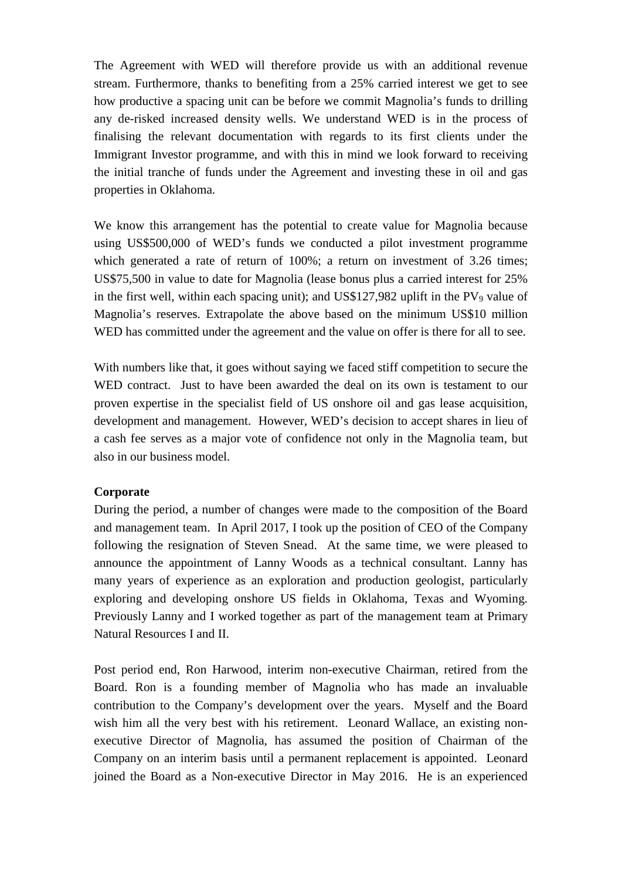The Agreement with WED will therefore provide us with an additional revenue stream. Furthermore, thanks to benefiting from a 25% carried interest we get to see how productive a spacing unit can be before we commit Magnolia's funds to drilling any de-risked increased density wells. We understand WED is in the process of finalising the relevant documentation with regards to its first clients under the Immigrant Investor programme, and with this in mind we look forward to receiving the initial tranche of funds under the Agreement and investing these in oil and gas properties in Oklahoma.

We know this arrangement has the potential to create value for Magnolia because using US$500,000 of WED's funds we conducted a pilot investment programme which generated a rate of return of 100%; a return on investment of 3.26 times; US$75,500 in value to date for Magnolia (lease bonus plus a carried interest for 25% in the first well, within each spacing unit); and US$127,982 uplift in the $PV_9$ value of Magnolia's reserves. Extrapolate the above based on the minimum US$10 million WED has committed under the agreement and the value on offer is there for all to see.

With numbers like that, it goes without saying we faced stiff competition to secure the WED contract. Just to have been awarded the deal on its own is testament to our proven expertise in the specialist field of US onshore oil and gas lease acquisition, development and management. However, WED's decision to accept shares in lieu of a cash fee serves as a major vote of confidence not only in the Magnolia team, but also in our business model.

**Corporate**

During the period, a number of changes were made to the composition of the Board and management team. In April 2017, I took up the position of CEO of the Company following the resignation of Steven Snead. At the same time, we were pleased to announce the appointment of Lanny Woods as a technical consultant. Lanny has many years of experience as an exploration and production geologist, particularly exploring and developing onshore US fields in Oklahoma, Texas and Wyoming. Previously Lanny and I worked together as part of the management team at Primary Natural Resources I and II.

Post period end, Ron Harwood, interim non-executive Chairman, retired from the Board. Ron is a founding member of Magnolia who has made an invaluable contribution to the Company's development over the years. Myself and the Board wish him all the very best with his retirement. Leonard Wallace, an existing non-executive Director of Magnolia, has assumed the position of Chairman of the Company on an interim basis until a permanent replacement is appointed. Leonard joined the Board as a Non-executive Director in May 2016. He is an experienced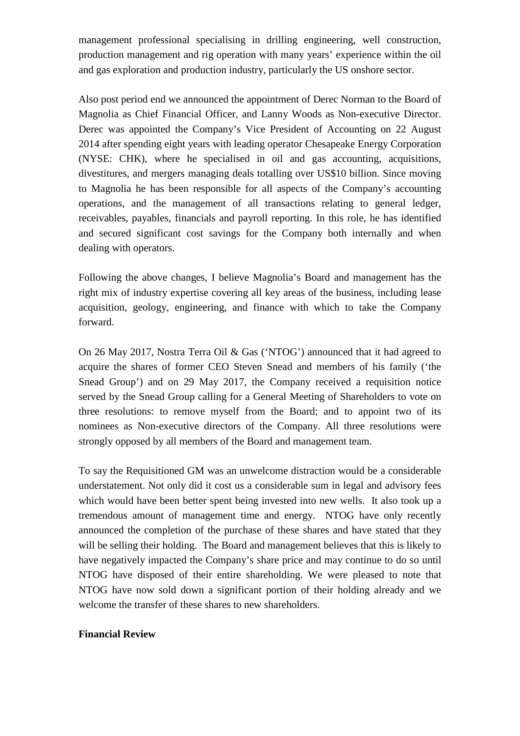management professional specialising in drilling engineering, well construction, production management and rig operation with many years' experience within the oil and gas exploration and production industry, particularly the US onshore sector.

Also post period end we announced the appointment of Derec Norman to the Board of Magnolia as Chief Financial Officer, and Lanny Woods as Non-executive Director. Derec was appointed the Company's Vice President of Accounting on 22 August 2014 after spending eight years with leading operator Chesapeake Energy Corporation (NYSE: CHK), where he specialised in oil and gas accounting, acquisitions, divestitures, and mergers managing deals totalling over US$10 billion. Since moving to Magnolia he has been responsible for all aspects of the Company's accounting operations, and the management of all transactions relating to general ledger, receivables, payables, financials and payroll reporting. In this role, he has identified and secured significant cost savings for the Company both internally and when dealing with operators.

Following the above changes, I believe Magnolia's Board and management has the right mix of industry expertise covering all key areas of the business, including lease acquisition, geology, engineering, and finance with which to take the Company forward.

On 26 May 2017, Nostra Terra Oil & Gas ('NTOG') announced that it had agreed to acquire the shares of former CEO Steven Snead and members of his family ('the Snead Group') and on 29 May 2017, the Company received a requisition notice served by the Snead Group calling for a General Meeting of Shareholders to vote on three resolutions: to remove myself from the Board; and to appoint two of its nominees as Non-executive directors of the Company. All three resolutions were strongly opposed by all members of the Board and management team.

To say the Requisitioned GM was an unwelcome distraction would be a considerable understatement. Not only did it cost us a considerable sum in legal and advisory fees which would have been better spent being invested into new wells. It also took up a tremendous amount of management time and energy. NTOG have only recently announced the completion of the purchase of these shares and have stated that they will be selling their holding. The Board and management believes that this is likely to have negatively impacted the Company's share price and may continue to do so until NTOG have disposed of their entire shareholding. We were pleased to note that NTOG have now sold down a significant portion of their holding already and we welcome the transfer of these shares to new shareholders.

**Financial Review**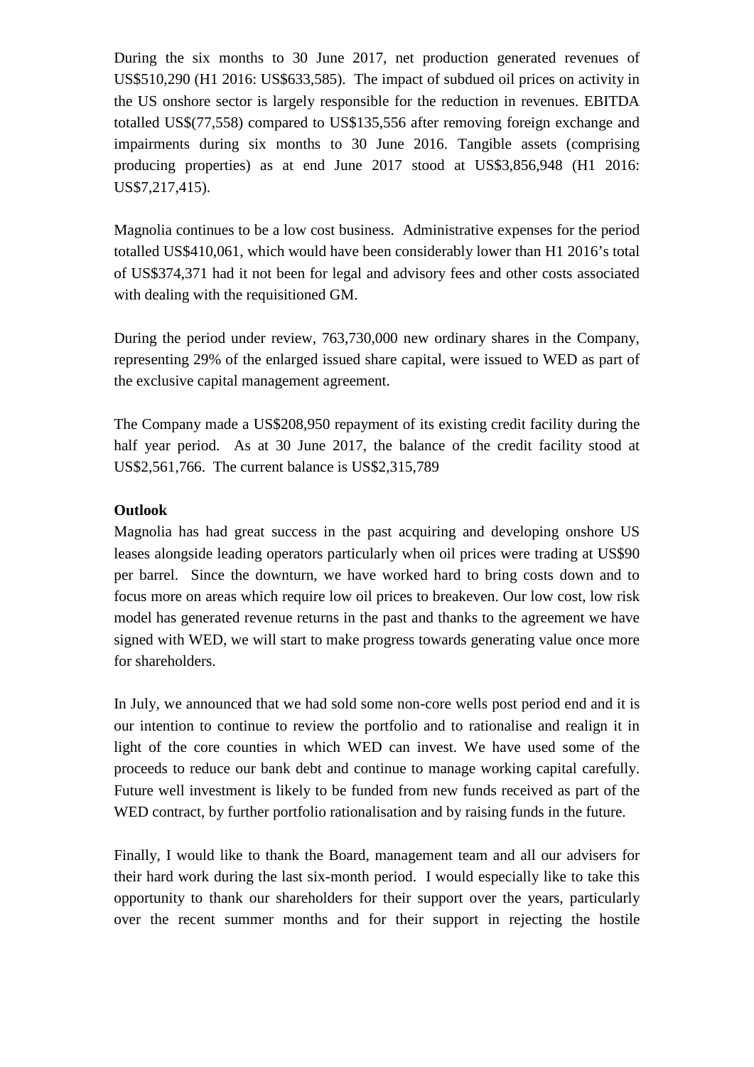During the six months to 30 June 2017, net production generated revenues of US$510,290 (H1 2016: US$633,585). The impact of subdued oil prices on activity in the US onshore sector is largely responsible for the reduction in revenues. EBITDA totalled US$(77,558) compared to US$135,556 after removing foreign exchange and impairments during six months to 30 June 2016. Tangible assets (comprising producing properties) as at end June 2017 stood at US$3,856,948 (H1 2016: US$7,217,415).

Magnolia continues to be a low cost business. Administrative expenses for the period totalled US$410,061, which would have been considerably lower than H1 2016's total of US$374,371 had it not been for legal and advisory fees and other costs associated with dealing with the requisitioned GM.

During the period under review, 763,730,000 new ordinary shares in the Company, representing 29% of the enlarged issued share capital, were issued to WED as part of the exclusive capital management agreement.

The Company made a US$208,950 repayment of its existing credit facility during the half year period. As at 30 June 2017, the balance of the credit facility stood at US$2,561,766. The current balance is US$2,315,789

**Outlook**

Magnolia has had great success in the past acquiring and developing onshore US leases alongside leading operators particularly when oil prices were trading at US$90 per barrel. Since the downturn, we have worked hard to bring costs down and to focus more on areas which require low oil prices to breakeven. Our low cost, low risk model has generated revenue returns in the past and thanks to the agreement we have signed with WED, we will start to make progress towards generating value once more for shareholders.

In July, we announced that we had sold some non-core wells post period end and it is our intention to continue to review the portfolio and to rationalise and realign it in light of the core counties in which WED can invest. We have used some of the proceeds to reduce our bank debt and continue to manage working capital carefully. Future well investment is likely to be funded from new funds received as part of the WED contract, by further portfolio rationalisation and by raising funds in the future.

Finally, I would like to thank the Board, management team and all our advisers for their hard work during the last six-month period. I would especially like to take this opportunity to thank our shareholders for their support over the years, particularly over the recent summer months and for their support in rejecting the hostile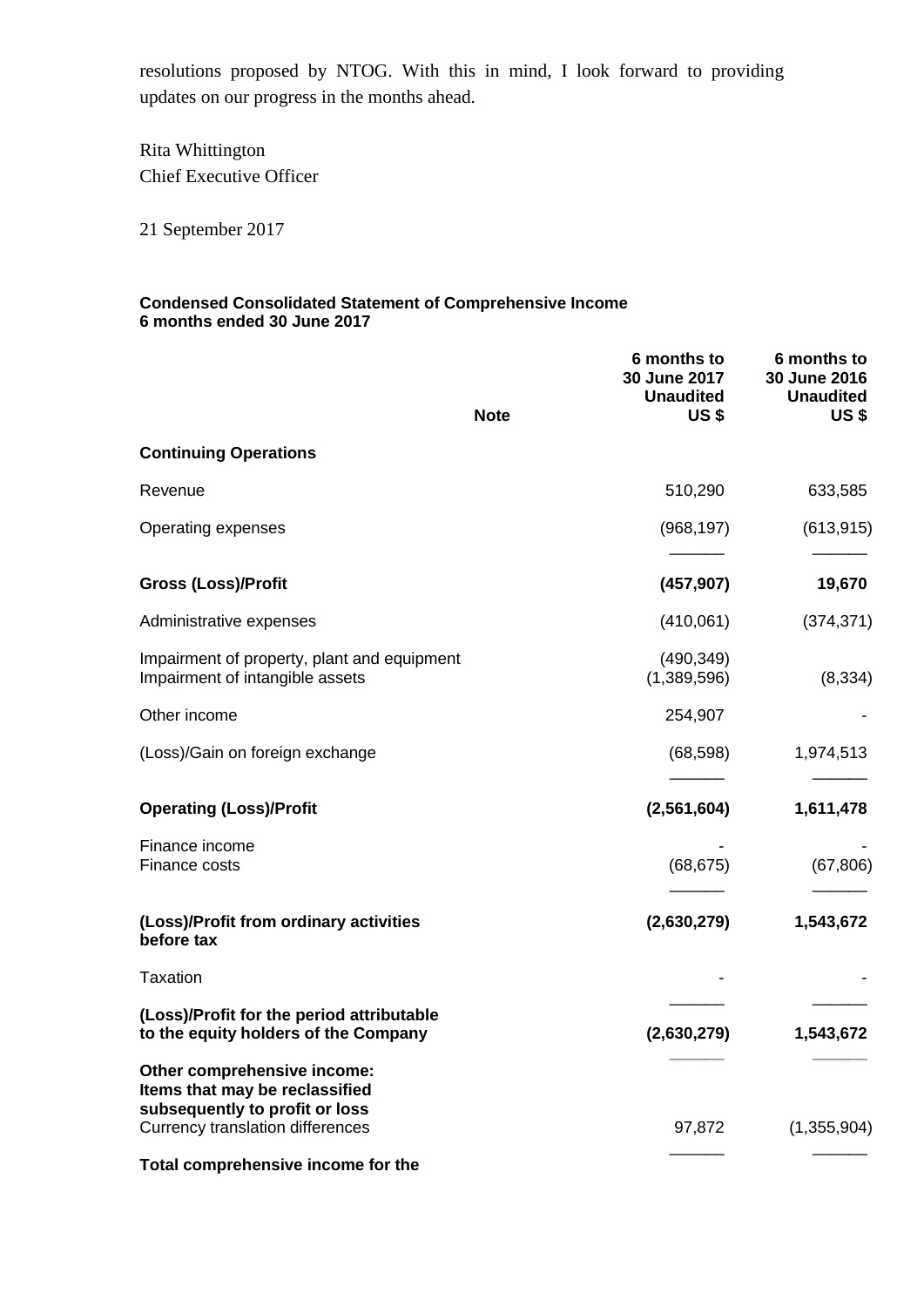resolutions proposed by NTOG. With this in mind, I look forward to providing updates on our progress in the months ahead.

Rita Whittington
Chief Executive Officer

21 September 2017

**Condensed Consolidated Statement of Comprehensive Income**
**6 months ended 30 June 2017**

| | Note | 6 months to 30 June 2017 Unaudited US $ | 6 months to 30 June 2016 Unaudited US $ |
|---|---|---|---|
| **Continuing Operations** | | | |
| Revenue | | 510,290 | 633,585 |
| Operating expenses | | (968,197) | (613,915) |
| **Gross (Loss)/Profit** | | **(457,907)** | **19,670** |
| Administrative expenses | | (410,061) | (374,371) |
| Impairment of property, plant and equipment | | (490,349) | |
| Impairment of intangible assets | | (1,389,596) | (8,334) |
| Other income | | 254,907 | - |
| (Loss)/Gain on foreign exchange | | (68,598) | 1,974,513 |
| **Operating (Loss)/Profit** | | **(2,561,604)** | **1,611,478** |
| Finance income | | - | - |
| Finance costs | | (68,675) | (67,806) |
| **(Loss)/Profit from ordinary activities before tax** | | **(2,630,279)** | **1,543,672** |
| Taxation | | - | - |
| **(Loss)/Profit for the period attributable to the equity holders of the Company** | | **(2,630,279)** | **1,543,672** |
| **Other comprehensive income: Items that may be reclassified subsequently to profit or loss** | | | |
| Currency translation differences | | 97,872 | (1,355,904) |
| **Total comprehensive income for the** | | | |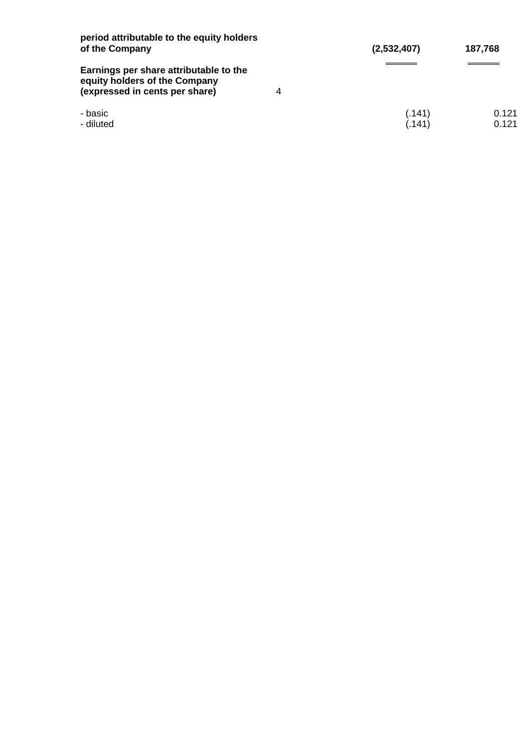| | Note | | |
|---|---|---|---|
| **period attributable to the equity holders of the Company** | | **(2,532,407)** | **187,768** |
| **Earnings per share attributable to the equity holders of the Company (expressed in cents per share)** | 4 | | |
| - basic | | (.141) | 0.121 |
| - diluted | | (.141) | 0.121 |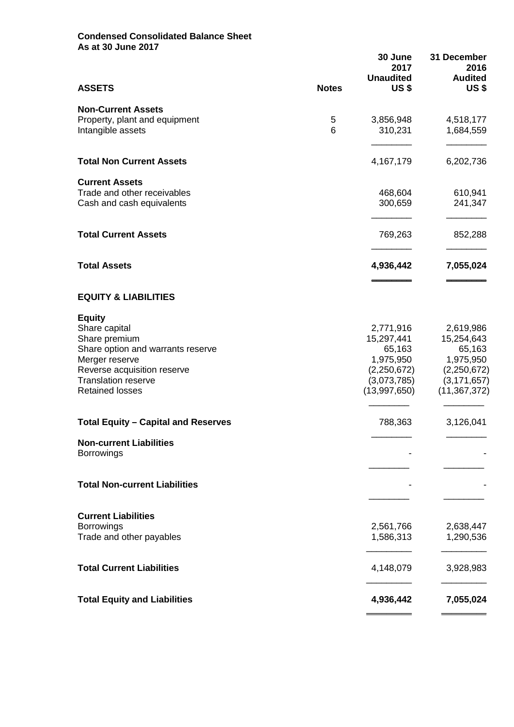**Condensed Consolidated Balance Sheet**
**As at 30 June 2017**

| ASSETS | Notes | 30 June 2017 Unaudited US $ | 31 December 2016 Audited US $ |
|---|---|---|---|
| **Non-Current Assets** | | | |
| Property, plant and equipment | 5 | 3,856,948 | 4,518,177 |
| Intangible assets | 6 | 310,231 | 1,684,559 |
| **Total Non Current Assets** | | 4,167,179 | 6,202,736 |
| **Current Assets** | | | |
| Trade and other receivables | | 468,604 | 610,941 |
| Cash and cash equivalents | | 300,659 | 241,347 |
| **Total Current Assets** | | 769,263 | 852,288 |
| **Total Assets** | | **4,936,442** | **7,055,024** |
| **EQUITY & LIABILITIES** | | | |
| **Equity** | | | |
| Share capital | | 2,771,916 | 2,619,986 |
| Share premium | | 15,297,441 | 15,254,643 |
| Share option and warrants reserve | | 65,163 | 65,163 |
| Merger reserve | | 1,975,950 | 1,975,950 |
| Reverse acquisition reserve | | (2,250,672) | (2,250,672) |
| Translation reserve | | (3,073,785) | (3,171,657) |
| Retained losses | | (13,997,650) | (11,367,372) |
| **Total Equity – Capital and Reserves** | | 788,363 | 3,126,041 |
| **Non-current Liabilities** | | | |
| Borrowings | | - | - |
| **Total Non-current Liabilities** | | - | - |
| **Current Liabilities** | | | |
| Borrowings | | 2,561,766 | 2,638,447 |
| Trade and other payables | | 1,586,313 | 1,290,536 |
| **Total Current Liabilities** | | 4,148,079 | 3,928,983 |
| **Total Equity and Liabilities** | | **4,936,442** | **7,055,024** |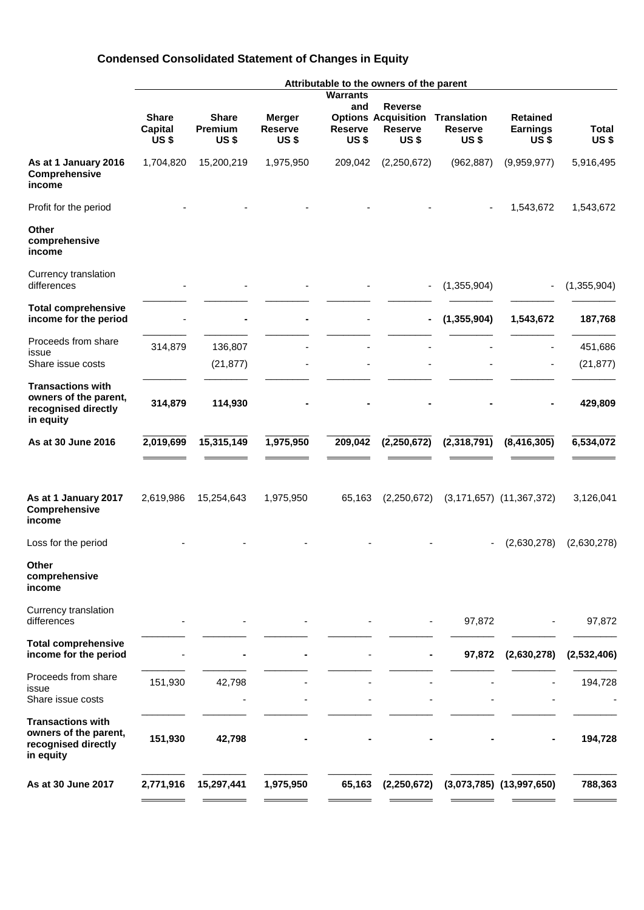## Condensed Consolidated Statement of Changes in Equity

| | Attributable to the owners of the parent | | | | | | | |
|---|---|---|---|---|---|---|---|---|
| | **Share Capital US $** | **Share Premium US $** | **Merger Reserve US $** | **Warrants and Options Reserve US $** | **Reverse Acquisition Reserve US $** | **Translation Reserve US $** | **Retained Earnings US $** | **Total US $** |
| **As at 1 January 2016** | 1,704,820 | 15,200,219 | 1,975,950 | 209,042 | (2,250,672) | (962,887) | (9,959,977) | 5,916,495 |
| **Comprehensive income** | | | | | | | | |
| Profit for the period | - | - | - | - | - | - | 1,543,672 | 1,543,672 |
| **Other comprehensive income** | | | | | | | | |
| Currency translation differences | - | - | - | - | - | (1,355,904) | - | (1,355,904) |
| **Total comprehensive income for the period** | - | **-** | **-** | - | **-** | **(1,355,904)** | **1,543,672** | **187,768** |
| Proceeds from share issue | 314,879 | 136,807 | - | - | - | - | - | 451,686 |
| Share issue costs | | (21,877) | - | - | - | - | - | (21,877) |
| **Transactions with owners of the parent, recognised directly in equity** | **314,879** | **114,930** | **-** | **-** | **-** | **-** | **-** | **429,809** |
| **As at 30 June 2016** | **2,019,699** | **15,315,149** | **1,975,950** | **209,042** | **(2,250,672)** | **(2,318,791)** | **(8,416,305)** | **6,534,072** |
| | | | | | | | | |
| **As at 1 January 2017** | 2,619,986 | 15,254,643 | 1,975,950 | 65,163 | (2,250,672) | (3,171,657) | (11,367,372) | 3,126,041 |
| **Comprehensive income** | | | | | | | | |
| Loss for the period | - | - | - | - | - | - | (2,630,278) | (2,630,278) |
| **Other comprehensive income** | | | | | | | | |
| Currency translation differences | - | - | - | - | - | 97,872 | - | 97,872 |
| **Total comprehensive income for the period** | - | **-** | **-** | - | **-** | **97,872** | **(2,630,278)** | **(2,532,406)** |
| Proceeds from share issue | 151,930 | 42,798 | - | - | - | - | - | 194,728 |
| Share issue costs | | - | - | - | - | - | - | - |
| **Transactions with owners of the parent, recognised directly in equity** | **151,930** | **42,798** | **-** | **-** | **-** | **-** | **-** | **194,728** |
| **As at 30 June 2017** | **2,771,916** | **15,297,441** | **1,975,950** | **65,163** | **(2,250,672)** | **(3,073,785)** | **(13,997,650)** | **788,363** |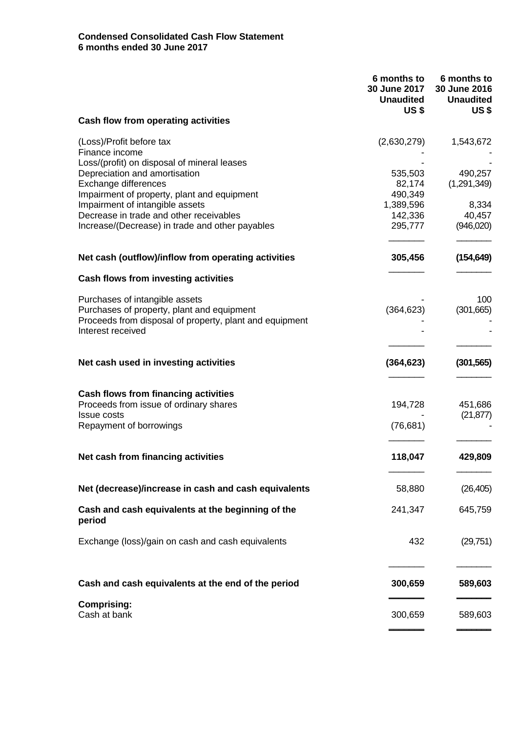**Condensed Consolidated Cash Flow Statement**
**6 months ended 30 June 2017**

| | 6 months to 30 June 2017 Unaudited US $ | 6 months to 30 June 2016 Unaudited US $ |
|---|---|---|
| **Cash flow from operating activities** | | |
| (Loss)/Profit before tax | (2,630,279) | 1,543,672 |
| Finance income | - | - |
| Loss/(profit) on disposal of mineral leases | - | - |
| Depreciation and amortisation | 535,503 | 490,257 |
| Exchange differences | 82,174 | (1,291,349) |
| Impairment of property, plant and equipment | 490,349 | |
| Impairment of intangible assets | 1,389,596 | 8,334 |
| Decrease in trade and other receivables | 142,336 | 40,457 |
| Increase/(Decrease) in trade and other payables | 295,777 | (946,020) |
| **Net cash (outflow)/inflow from operating activities** | **305,456** | **(154,649)** |
| **Cash flows from investing activities** | | |
| Purchases of intangible assets | - | 100 |
| Purchases of property, plant and equipment | (364,623) | (301,665) |
| Proceeds from disposal of property, plant and equipment | - | - |
| Interest received | - | - |
| **Net cash used in investing activities** | **(364,623)** | **(301,565)** |
| **Cash flows from financing activities** | | |
| Proceeds from issue of ordinary shares | 194,728 | 451,686 |
| Issue costs | - | (21,877) |
| Repayment of borrowings | (76,681) | - |
| **Net cash from financing activities** | **118,047** | **429,809** |
| **Net (decrease)/increase in cash and cash equivalents** | 58,880 | (26,405) |
| **Cash and cash equivalents at the beginning of the period** | 241,347 | 645,759 |
| Exchange (loss)/gain on cash and cash equivalents | 432 | (29,751) |
| **Cash and cash equivalents at the end of the period** | **300,659** | **589,603** |
| **Comprising:** | | |
| Cash at bank | 300,659 | 589,603 |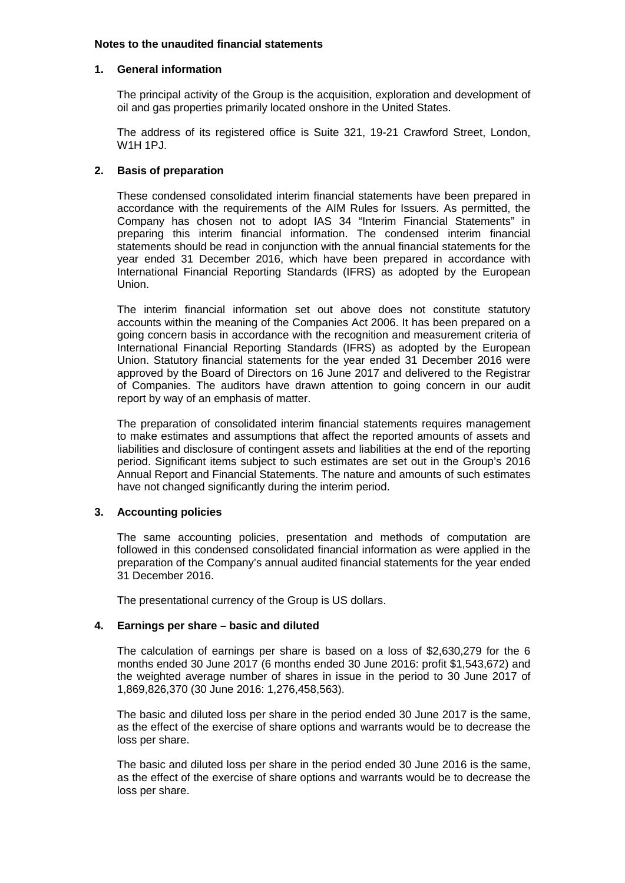**Notes to the unaudited financial statements**

## 1. General information

The principal activity of the Group is the acquisition, exploration and development of oil and gas properties primarily located onshore in the United States.

The address of its registered office is Suite 321, 19-21 Crawford Street, London, W1H 1PJ.

## 2. Basis of preparation

These condensed consolidated interim financial statements have been prepared in accordance with the requirements of the AIM Rules for Issuers. As permitted, the Company has chosen not to adopt IAS 34 "Interim Financial Statements" in preparing this interim financial information. The condensed interim financial statements should be read in conjunction with the annual financial statements for the year ended 31 December 2016, which have been prepared in accordance with International Financial Reporting Standards (IFRS) as adopted by the European Union.

The interim financial information set out above does not constitute statutory accounts within the meaning of the Companies Act 2006. It has been prepared on a going concern basis in accordance with the recognition and measurement criteria of International Financial Reporting Standards (IFRS) as adopted by the European Union. Statutory financial statements for the year ended 31 December 2016 were approved by the Board of Directors on 16 June 2017 and delivered to the Registrar of Companies. The auditors have drawn attention to going concern in our audit report by way of an emphasis of matter.

The preparation of consolidated interim financial statements requires management to make estimates and assumptions that affect the reported amounts of assets and liabilities and disclosure of contingent assets and liabilities at the end of the reporting period. Significant items subject to such estimates are set out in the Group's 2016 Annual Report and Financial Statements. The nature and amounts of such estimates have not changed significantly during the interim period.

## 3. Accounting policies

The same accounting policies, presentation and methods of computation are followed in this condensed consolidated financial information as were applied in the preparation of the Company's annual audited financial statements for the year ended 31 December 2016.

The presentational currency of the Group is US dollars.

## 4. Earnings per share – basic and diluted

The calculation of earnings per share is based on a loss of $2,630,279 for the 6 months ended 30 June 2017 (6 months ended 30 June 2016: profit $1,543,672) and the weighted average number of shares in issue in the period to 30 June 2017 of 1,869,826,370 (30 June 2016: 1,276,458,563).

The basic and diluted loss per share in the period ended 30 June 2017 is the same, as the effect of the exercise of share options and warrants would be to decrease the loss per share.

The basic and diluted loss per share in the period ended 30 June 2016 is the same, as the effect of the exercise of share options and warrants would be to decrease the loss per share.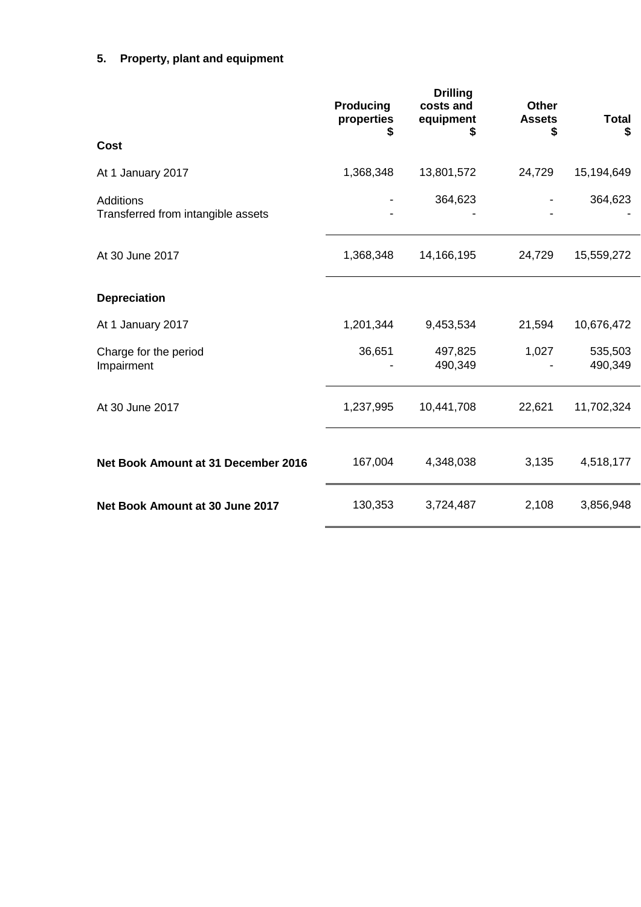**5. Property, plant and equipment**

| | Producing properties $ | Drilling costs and equipment $ | Other Assets $ | Total $ |
|---|---|---|---|---|
| **Cost** | | | | |
| At 1 January 2017 | 1,368,348 | 13,801,572 | 24,729 | 15,194,649 |
| Additions | - | 364,623 | - | 364,623 |
| Transferred from intangible assets | - | - | - | - |
| At 30 June 2017 | 1,368,348 | 14,166,195 | 24,729 | 15,559,272 |
| **Depreciation** | | | | |
| At 1 January 2017 | 1,201,344 | 9,453,534 | 21,594 | 10,676,472 |
| Charge for the period | 36,651 | 497,825 | 1,027 | 535,503 |
| Impairment | - | 490,349 | - | 490,349 |
| At 30 June 2017 | 1,237,995 | 10,441,708 | 22,621 | 11,702,324 |
| **Net Book Amount at 31 December 2016** | 167,004 | 4,348,038 | 3,135 | 4,518,177 |
| **Net Book Amount at 30 June 2017** | 130,353 | 3,724,487 | 2,108 | 3,856,948 |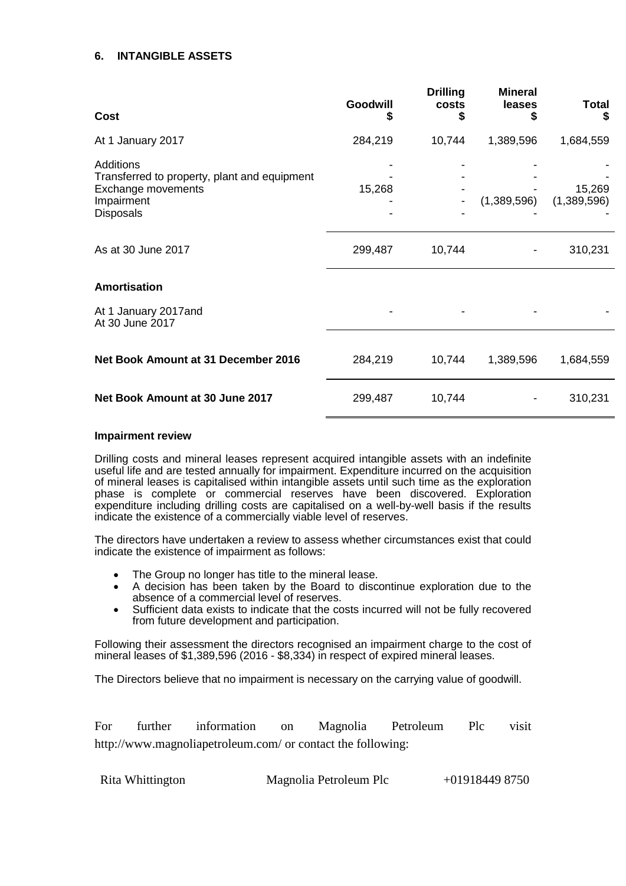## 6. INTANGIBLE ASSETS

| Cost | Goodwill $ | Drilling costs $ | Mineral leases $ | Total $ |
|---|---|---|---|---|
| At 1 January 2017 | 284,219 | 10,744 | 1,389,596 | 1,684,559 |
| Additions | - | - | - | - |
| Transferred to property, plant and equipment | - | - | - | - |
| Exchange movements | 15,268 | - | - | 15,269 |
| Impairment | - | - | (1,389,596) | (1,389,596) |
| Disposals | - | - | - | - |
| As at 30 June 2017 | 299,487 | 10,744 | - | 310,231 |
| **Amortisation** | | | | |
| At 1 January 2017and At 30 June 2017 | - | - | - | - |
| **Net Book Amount at 31 December 2016** | 284,219 | 10,744 | 1,389,596 | 1,684,559 |
| **Net Book Amount at 30 June 2017** | 299,487 | 10,744 | - | 310,231 |

**Impairment review**

Drilling costs and mineral leases represent acquired intangible assets with an indefinite useful life and are tested annually for impairment. Expenditure incurred on the acquisition of mineral leases is capitalised within intangible assets until such time as the exploration phase is complete or commercial reserves have been discovered. Exploration expenditure including drilling costs are capitalised on a well-by-well basis if the results indicate the existence of a commercially viable level of reserves.

The directors have undertaken a review to assess whether circumstances exist that could indicate the existence of impairment as follows:

- The Group no longer has title to the mineral lease.
- A decision has been taken by the Board to discontinue exploration due to the absence of a commercial level of reserves.
- Sufficient data exists to indicate that the costs incurred will not be fully recovered from future development and participation.

Following their assessment the directors recognised an impairment charge to the cost of mineral leases of $1,389,596 (2016 - $8,334) in respect of expired mineral leases.

The Directors believe that no impairment is necessary on the carrying value of goodwill.

For further information on Magnolia Petroleum Plc visit http://www.magnoliapetroleum.com/ or contact the following:

| Rita Whittington | Magnolia Petroleum Plc | +01918449 8750 |
|---|---|---|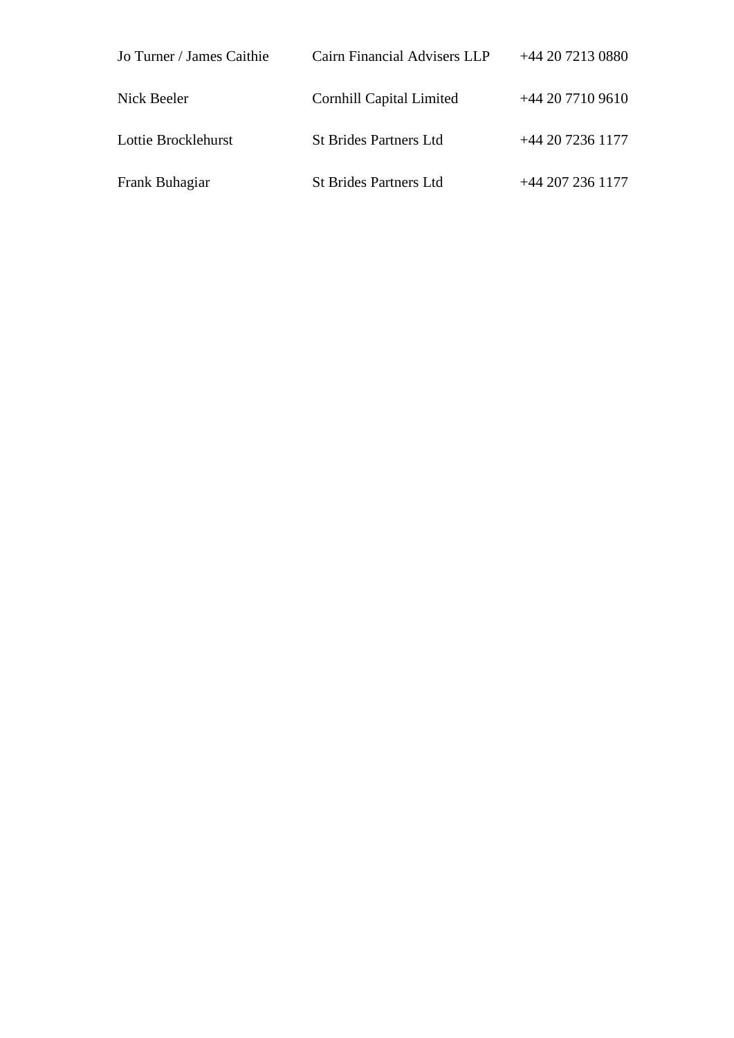| | | |
|---|---|---|
| Jo Turner / James Caithie | Cairn Financial Advisers LLP | +44 20 7213 0880 |
| Nick Beeler | Cornhill Capital Limited | +44 20 7710 9610 |
| Lottie Brocklehurst | St Brides Partners Ltd | +44 20 7236 1177 |
| Frank Buhagiar | St Brides Partners Ltd | +44 207 236 1177 |